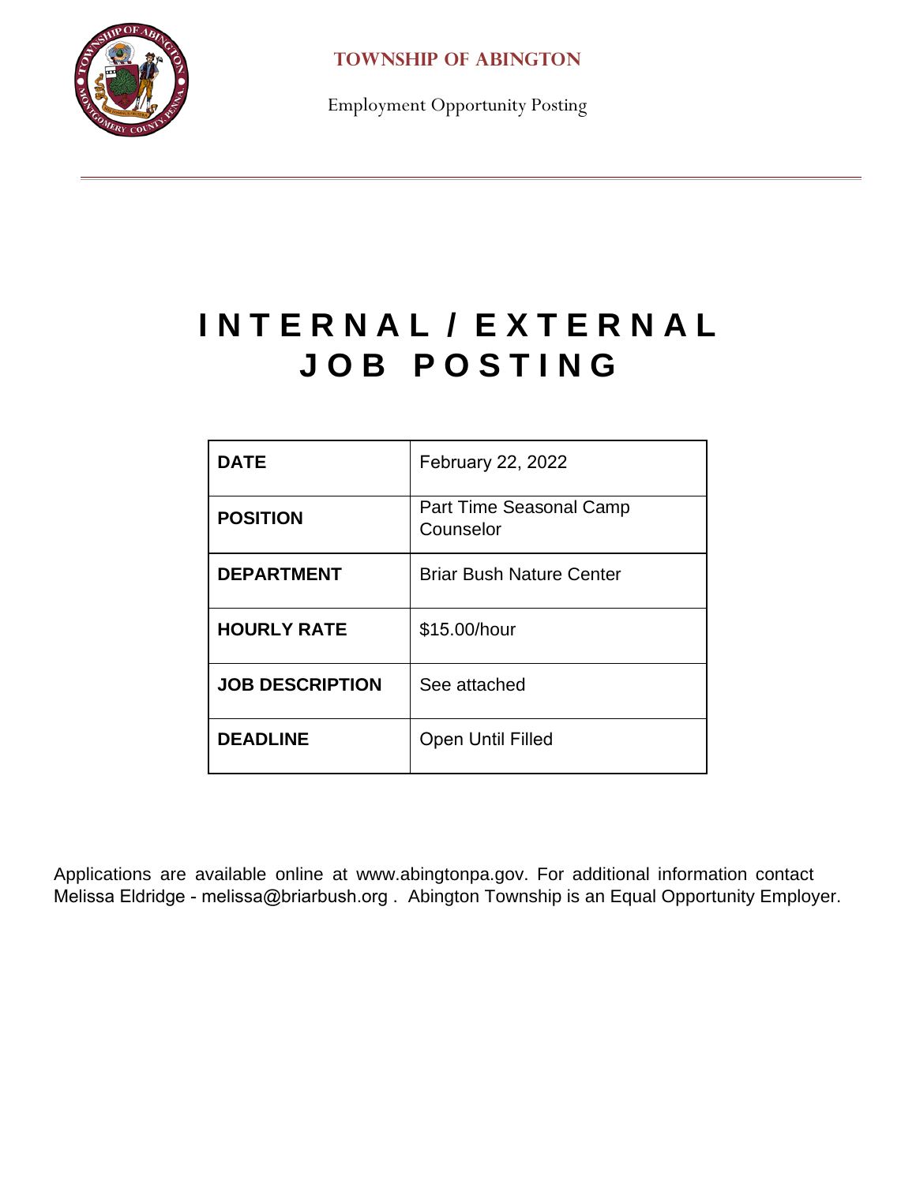**TOWNSHIP OF ABINGTON**

Employment Opportunity Posting

# INTERNAL / EXTERNAL JOB POSTING

| | |
|---|---|
| **DATE** | February 22, 2022 |
| **POSITION** | Part Time Seasonal Camp Counselor |
| **DEPARTMENT** | Briar Bush Nature Center |
| **HOURLY RATE** | $15.00/hour |
| **JOB DESCRIPTION** | See attached |
| **DEADLINE** | Open Until Filled |

Applications are available online at www.abingtonpa.gov. For additional information contact Melissa Eldridge - melissa@briarbush.org . Abington Township is an Equal Opportunity Employer.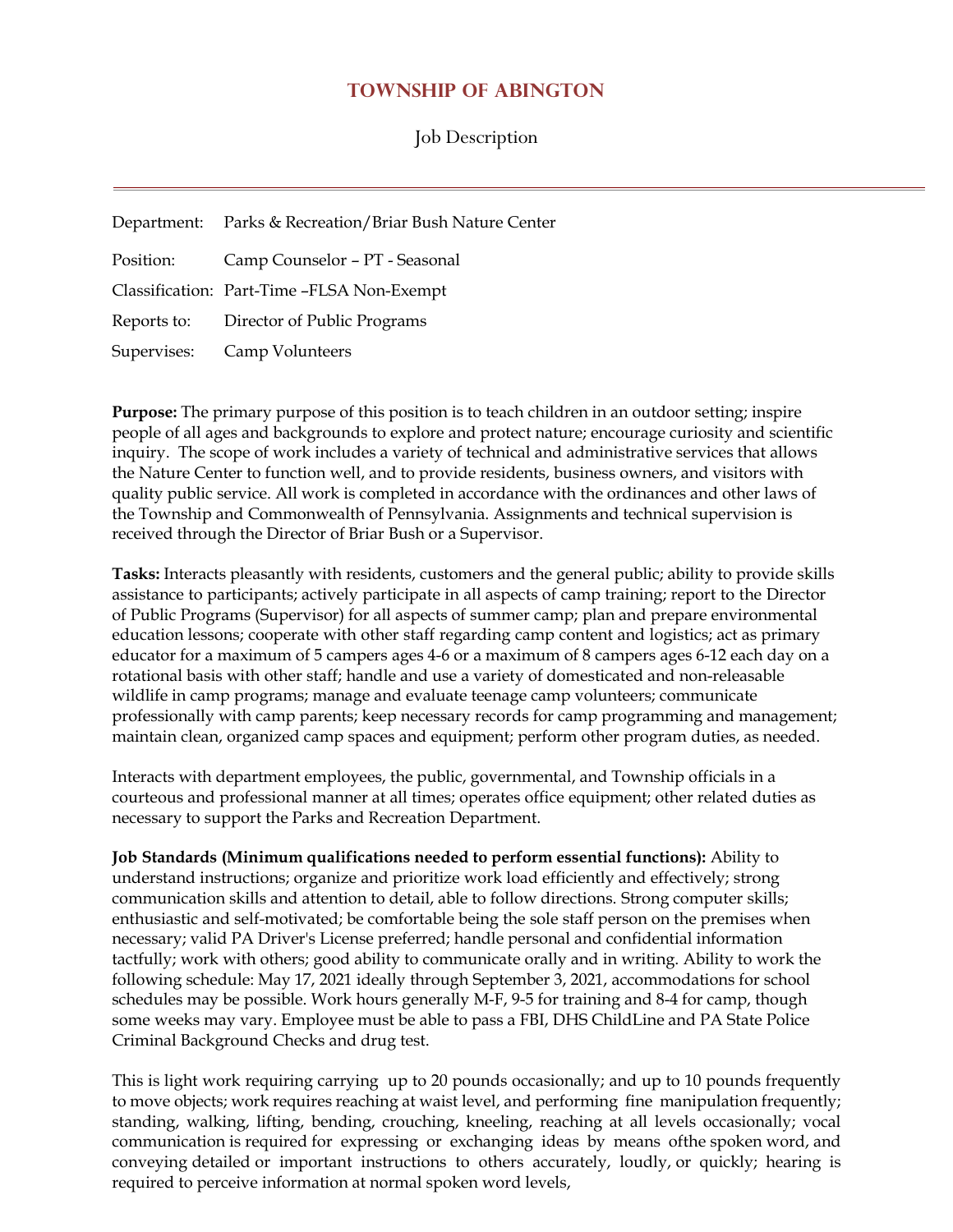# Township of Abington

Job Description

---

| | |
|---|---|
| Department: | Parks & Recreation/Briar Bush Nature Center |
| Position: | Camp Counselor – PT - Seasonal |
| Classification: | Part-Time –FLSA Non-Exempt |
| Reports to: | Director of Public Programs |
| Supervises: | Camp Volunteers |

**Purpose:** The primary purpose of this position is to teach children in an outdoor setting; inspire people of all ages and backgrounds to explore and protect nature; encourage curiosity and scientific inquiry. The scope of work includes a variety of technical and administrative services that allows the Nature Center to function well, and to provide residents, business owners, and visitors with quality public service. All work is completed in accordance with the ordinances and other laws of the Township and Commonwealth of Pennsylvania. Assignments and technical supervision is received through the Director of Briar Bush or a Supervisor.

**Tasks:** Interacts pleasantly with residents, customers and the general public; ability to provide skills assistance to participants; actively participate in all aspects of camp training; report to the Director of Public Programs (Supervisor) for all aspects of summer camp; plan and prepare environmental education lessons; cooperate with other staff regarding camp content and logistics; act as primary educator for a maximum of 5 campers ages 4-6 or a maximum of 8 campers ages 6-12 each day on a rotational basis with other staff; handle and use a variety of domesticated and non-releasable wildlife in camp programs; manage and evaluate teenage camp volunteers; communicate professionally with camp parents; keep necessary records for camp programming and management; maintain clean, organized camp spaces and equipment; perform other program duties, as needed.

Interacts with department employees, the public, governmental, and Township officials in a courteous and professional manner at all times; operates office equipment; other related duties as necessary to support the Parks and Recreation Department.

**Job Standards (Minimum qualifications needed to perform essential functions):** Ability to understand instructions; organize and prioritize work load efficiently and effectively; strong communication skills and attention to detail, able to follow directions. Strong computer skills; enthusiastic and self-motivated; be comfortable being the sole staff person on the premises when necessary; valid PA Driver's License preferred; handle personal and confidential information tactfully; work with others; good ability to communicate orally and in writing. Ability to work the following schedule: May 17, 2021 ideally through September 3, 2021, accommodations for school schedules may be possible. Work hours generally M-F, 9-5 for training and 8-4 for camp, though some weeks may vary. Employee must be able to pass a FBI, DHS ChildLine and PA State Police Criminal Background Checks and drug test.

This is light work requiring carrying up to 20 pounds occasionally; and up to 10 pounds frequently to move objects; work requires reaching at waist level, and performing fine manipulation frequently; standing, walking, lifting, bending, crouching, kneeling, reaching at all levels occasionally; vocal communication is required for expressing or exchanging ideas by means ofthe spoken word, and conveying detailed or important instructions to others accurately, loudly, or quickly; hearing is required to perceive information at normal spoken word levels,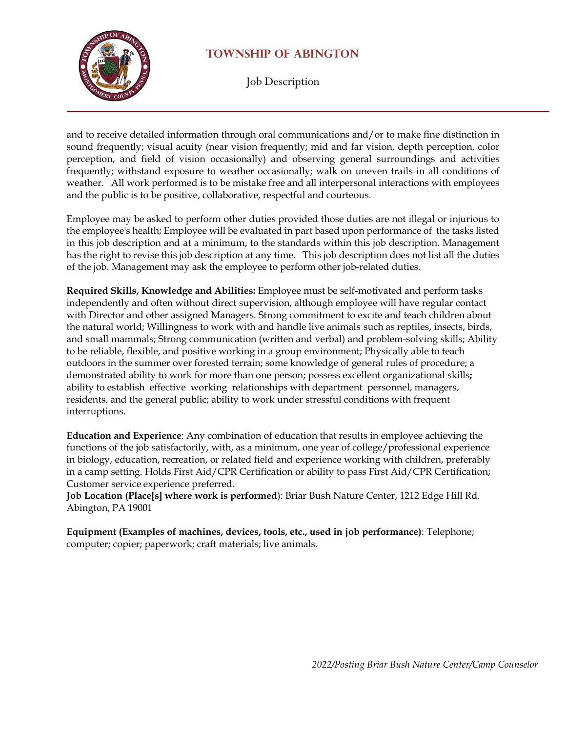and to receive detailed information through oral communications and/or to make fine distinction in sound frequently; visual acuity (near vision frequently; mid and far vision, depth perception, color perception, and field of vision occasionally) and observing general surroundings and activities frequently; withstand exposure to weather occasionally; walk on uneven trails in all conditions of weather. All work performed is to be mistake free and all interpersonal interactions with employees and the public is to be positive, collaborative, respectful and courteous.

Employee may be asked to perform other duties provided those duties are not illegal or injurious to the employee's health; Employee will be evaluated in part based upon performance of the tasks listed in this job description and at a minimum, to the standards within this job description. Management has the right to revise this job description at any time. This job description does not list all the duties of the job. Management may ask the employee to perform other job-related duties.

**Required Skills, Knowledge and Abilities:** Employee must be self-motivated and perform tasks independently and often without direct supervision, although employee will have regular contact with Director and other assigned Managers. Strong commitment to excite and teach children about the natural world; Willingness to work with and handle live animals such as reptiles, insects, birds, and small mammals; Strong communication (written and verbal) and problem-solving skills; Ability to be reliable, flexible, and positive working in a group environment; Physically able to teach outdoors in the summer over forested terrain; some knowledge of general rules of procedure; a demonstrated ability to work for more than one person; possess excellent organizational skills**;** ability to establish effective working relationships with department personnel, managers, residents, and the general public; ability to work under stressful conditions with frequent interruptions.

**Education and Experience**: Any combination of education that results in employee achieving the functions of the job satisfactorily, with, as a minimum, one year of college/professional experience in biology, education, recreation, or related field and experience working with children, preferably in a camp setting. Holds First Aid/CPR Certification or ability to pass First Aid/CPR Certification; Customer service experience preferred.

**Job Location (Place[s] where work is performed**): Briar Bush Nature Center, 1212 Edge Hill Rd. Abington, PA 19001

**Equipment (Examples of machines, devices, tools, etc., used in job performance)**: Telephone; computer; copier; paperwork; craft materials; live animals.